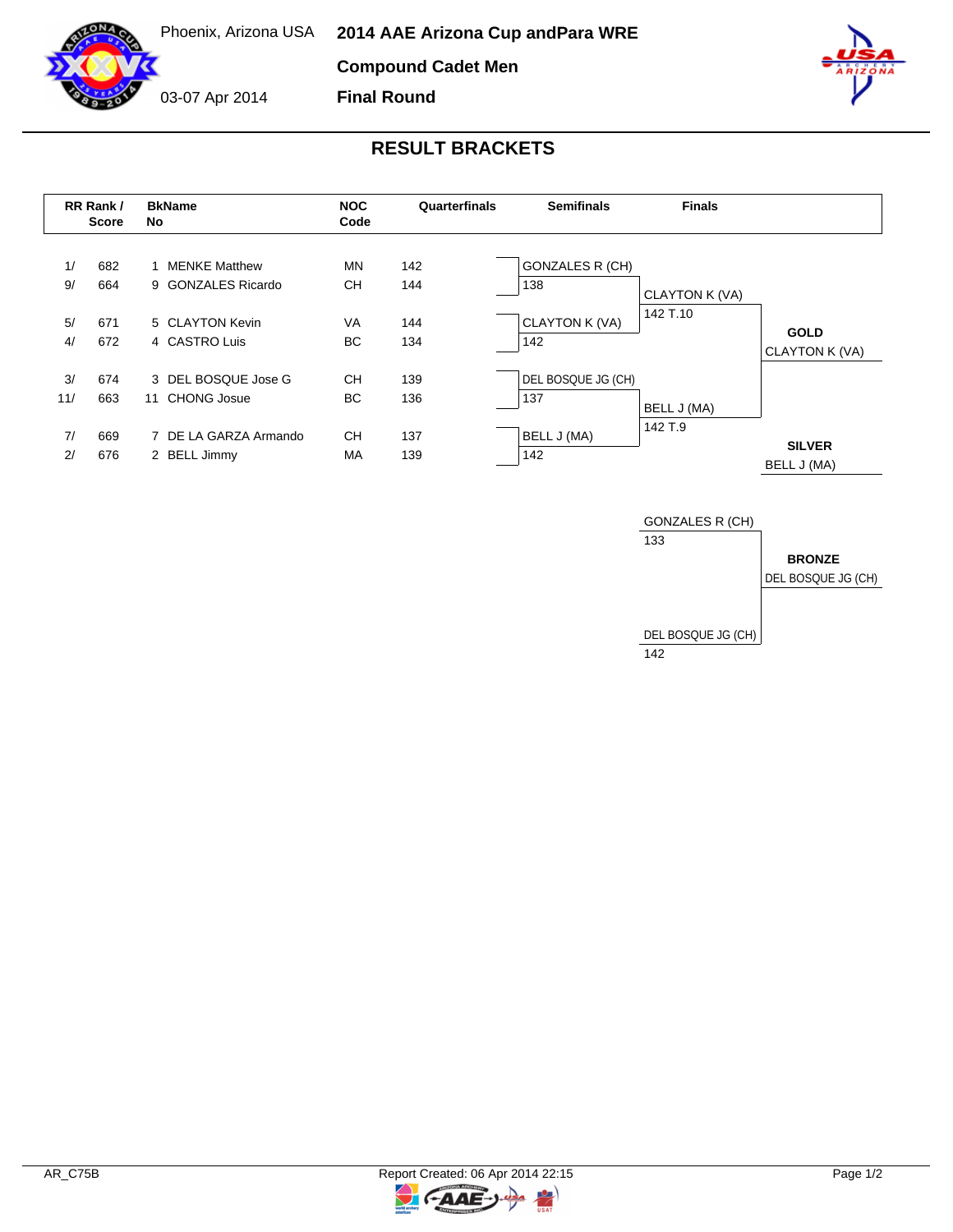Phoenix, Arizona USA

03-07 Apr 2014

# 2014 AAE Arizona Cup andPara WRE

## Compound Cadet Men

## Final Round

## RESULT BRACKETS

| RR Rank / Score | | BkName No | | NOC Code | Quarterfinals | Semifinals | Finals | |
|---|---|---|---|---|---|---|---|---|
| 1/ | 682 | 1 | MENKE Matthew | MN | 142 | GONZALES R (CH) | | |
| 9/ | 664 | 9 | GONZALES Ricardo | CH | 144 | 138 | CLAYTON K (VA) | |
| 5/ | 671 | 5 | CLAYTON Kevin | VA | 144 | CLAYTON K (VA) | 142 T.10 | **GOLD** |
| 4/ | 672 | 4 | CASTRO Luis | BC | 134 | 142 | | CLAYTON K (VA) |
| 3/ | 674 | 3 | DEL BOSQUE Jose G | CH | 139 | DEL BOSQUE JG (CH) | | |
| 11/ | 663 | 11 | CHONG Josue | BC | 136 | 137 | BELL J (MA) | |
| 7/ | 669 | 7 | DE LA GARZA Armando | CH | 137 | BELL J (MA) | 142 T.9 | **SILVER** |
| 2/ | 676 | 2 | BELL Jimmy | MA | 139 | 142 | | BELL J (MA) |

| Bronze Match | | |
|---|---|---|
| GONZALES R (CH) | 133 | **BRONZE** |
| DEL BOSQUE JG (CH) | 142 | DEL BOSQUE JG (CH) |

AR_C75B

Report Created: 06 Apr 2014 22:15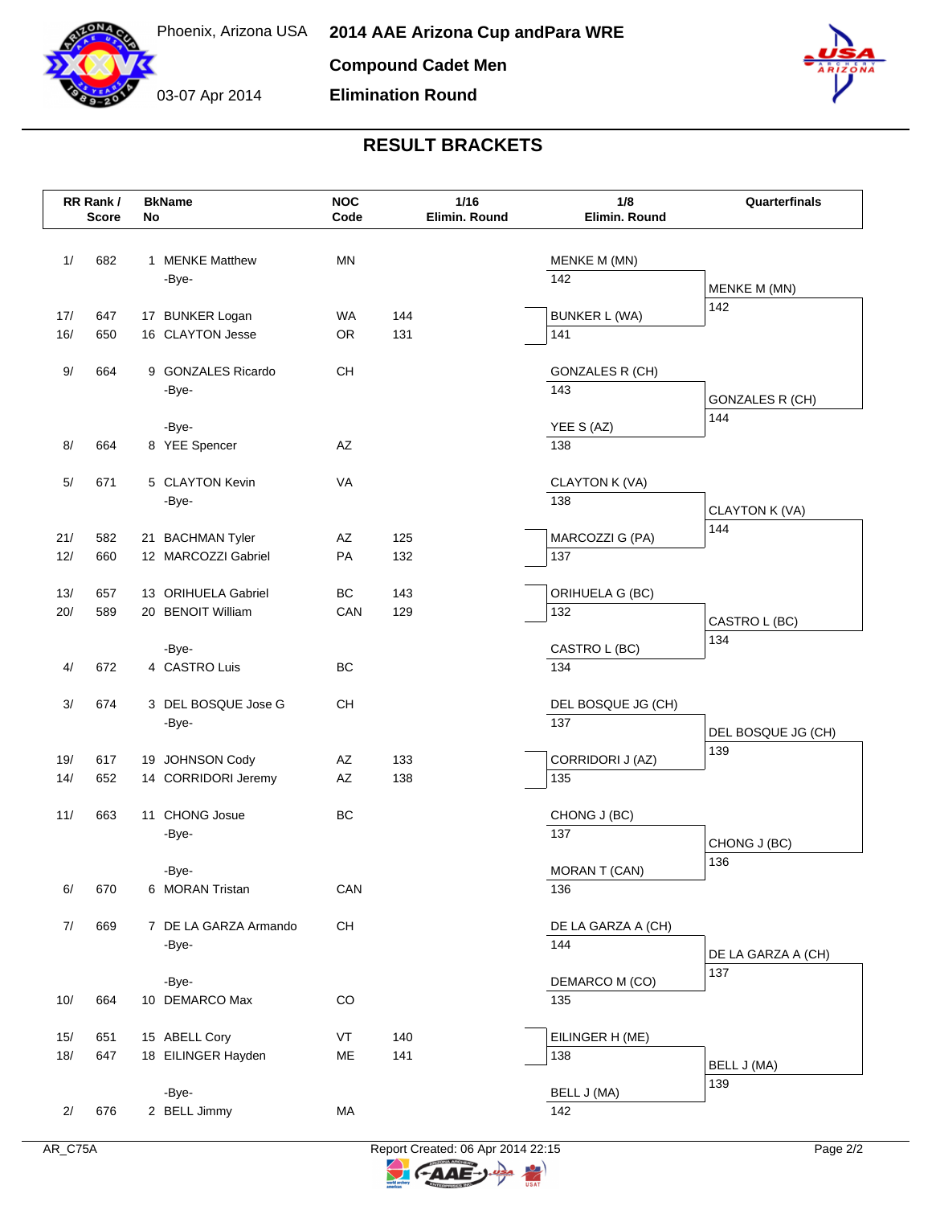Phoenix, Arizona USA

03-07 Apr 2014

# 2014 AAE Arizona Cup andPara WRE

## Compound Cadet Men

## Elimination Round

## RESULT BRACKETS

| RR Rank / Score | | BkName No | | NOC Code | 1/16 Elimin. Round |
|---|---|---|---|---|---|
| 1/ | 682 | 1 | MENKE Matthew | MN | |
| | | | -Bye- | | |
| 17/ | 647 | 17 | BUNKER Logan | WA | 144 |
| 16/ | 650 | 16 | CLAYTON Jesse | OR | 131 |
| 9/ | 664 | 9 | GONZALES Ricardo | CH | |
| | | | -Bye- | | |
| | | | -Bye- | | |
| 8/ | 664 | 8 | YEE Spencer | AZ | |
| 5/ | 671 | 5 | CLAYTON Kevin | VA | |
| | | | -Bye- | | |
| 21/ | 582 | 21 | BACHMAN Tyler | AZ | 125 |
| 12/ | 660 | 12 | MARCOZZI Gabriel | PA | 132 |
| 13/ | 657 | 13 | ORIHUELA Gabriel | BC | 143 |
| 20/ | 589 | 20 | BENOIT William | CAN | 129 |
| | | | -Bye- | | |
| 4/ | 672 | 4 | CASTRO Luis | BC | |
| 3/ | 674 | 3 | DEL BOSQUE Jose G | CH | |
| | | | -Bye- | | |
| 19/ | 617 | 19 | JOHNSON Cody | AZ | 133 |
| 14/ | 652 | 14 | CORRIDORI Jeremy | AZ | 138 |
| 11/ | 663 | 11 | CHONG Josue | BC | |
| | | | -Bye- | | |
| | | | -Bye- | | |
| 6/ | 670 | 6 | MORAN Tristan | CAN | |
| 7/ | 669 | 7 | DE LA GARZA Armando | CH | |
| | | | -Bye- | | |
| | | | -Bye- | | |
| 10/ | 664 | 10 | DEMARCO Max | CO | |
| 15/ | 651 | 15 | ABELL Cory | VT | 140 |
| 18/ | 647 | 18 | EILINGER Hayden | ME | 141 |
| | | | -Bye- | | |
| 2/ | 676 | 2 | BELL Jimmy | MA | |

### 1/8 Elimin. Round

| Match | Archer | Score |
|---|---|---|
| 1 | MENKE M (MN) | 142 |
| | BUNKER L (WA) | 141 |
| 2 | GONZALES R (CH) | 143 |
| | YEE S (AZ) | 138 |
| 3 | CLAYTON K (VA) | 138 |
| | MARCOZZI G (PA) | 137 |
| 4 | ORIHUELA G (BC) | 132 |
| | CASTRO L (BC) | 134 |
| 5 | DEL BOSQUE JG (CH) | 137 |
| | CORRIDORI J (AZ) | 135 |
| 6 | CHONG J (BC) | 137 |
| | MORAN T (CAN) | 136 |
| 7 | DE LA GARZA A (CH) | 144 |
| | DEMARCO M (CO) | 135 |
| 8 | EILINGER H (ME) | 138 |
| | BELL J (MA) | 142 |

### Quarterfinals

| Match | Archer | Score |
|---|---|---|
| 1 | MENKE M (MN) | 142 |
| | GONZALES R (CH) | 144 |
| 2 | CLAYTON K (VA) | 144 |
| | CASTRO L (BC) | 134 |
| 3 | DEL BOSQUE JG (CH) | 139 |
| | CHONG J (BC) | 136 |
| 4 | DE LA GARZA A (CH) | 137 |
| | BELL J (MA) | 139 |

AR_C75A

Report Created: 06 Apr 2014 22:15